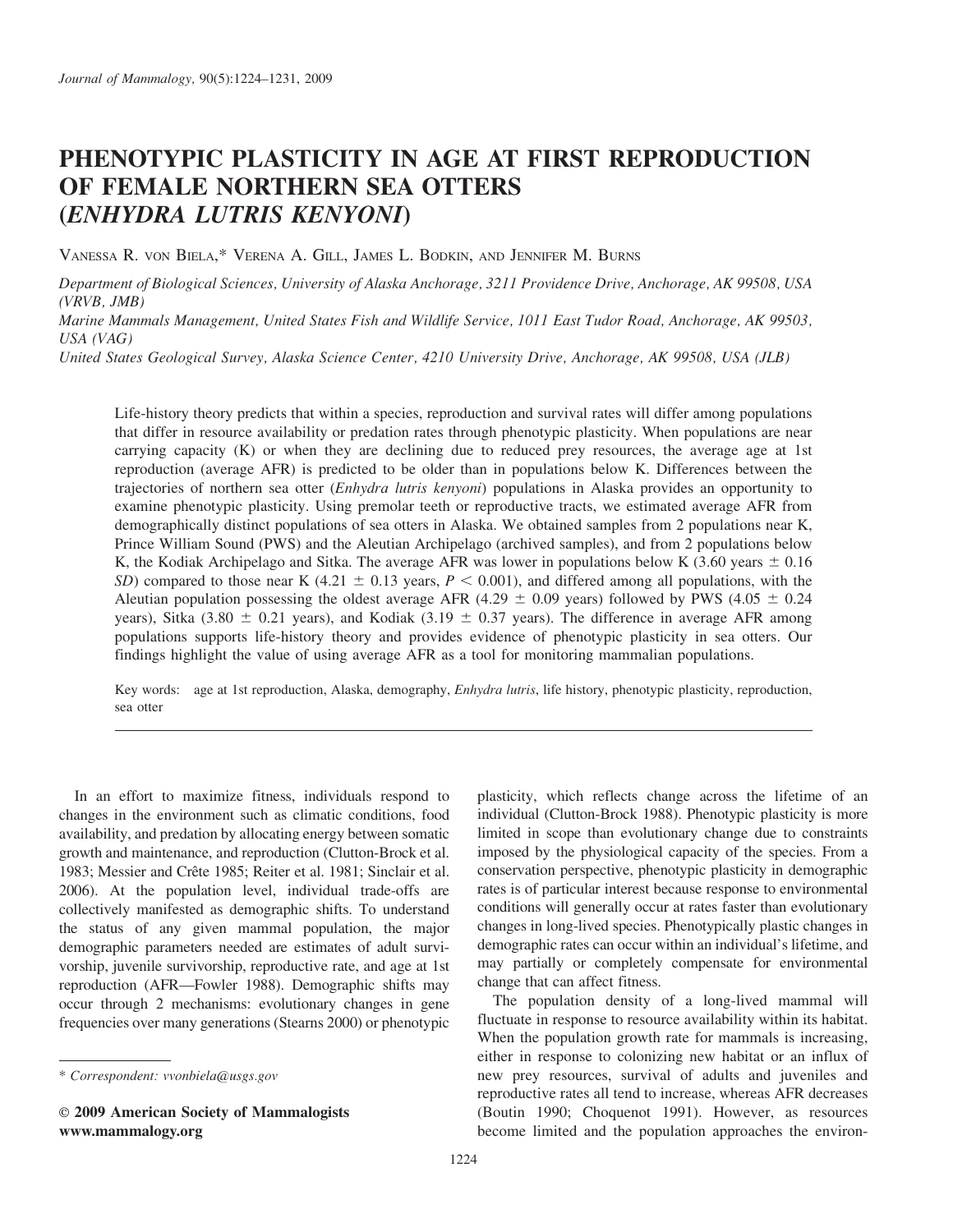# PHENOTYPIC PLASTICITY IN AGE AT FIRST REPRODUCTION OF FEMALE NORTHERN SEA OTTERS (*ENHYDRA LUTRIS KENYONI*)

VANESSA R. VON BIELA,* VERENA A. GILL, JAMES L. BODKIN, AND JENNIFER M. BURNS

*Department of Biological Sciences, University of Alaska Anchorage, 3211 Providence Drive, Anchorage, AK 99508, USA (VRVB, JMB)*

*Marine Mammals Management, United States Fish and Wildlife Service, 1011 East Tudor Road, Anchorage, AK 99503, USA (VAG)*

*United States Geological Survey, Alaska Science Center, 4210 University Drive, Anchorage, AK 99508, USA (JLB)*

Life-history theory predicts that within a species, reproduction and survival rates will differ among populations that differ in resource availability or predation rates through phenotypic plasticity. When populations are near carrying capacity (K) or when they are declining due to reduced prey resources, the average age at 1st reproduction (average AFR) is predicted to be older than in populations below K. Differences between the trajectories of northern sea otter (*Enhydra lutris kenyoni*) populations in Alaska provides an opportunity to examine phenotypic plasticity. Using premolar teeth or reproductive tracts, we estimated average AFR from demographically distinct populations of sea otters in Alaska. We obtained samples from 2 populations near K, Prince William Sound (PWS) and the Aleutian Archipelago (archived samples), and from 2 populations below K, the Kodiak Archipelago and Sitka. The average AFR was lower in populations below K (3.60 years $\pm$ 0.16 *SD*) compared to those near K (4.21 $\pm$ 0.13 years, $P < 0.001$), and differed among all populations, with the Aleutian population possessing the oldest average AFR (4.29 $\pm$ 0.09 years) followed by PWS (4.05 $\pm$ 0.24 years), Sitka (3.80 $\pm$ 0.21 years), and Kodiak (3.19 $\pm$ 0.37 years). The difference in average AFR among populations supports life-history theory and provides evidence of phenotypic plasticity in sea otters. Our findings highlight the value of using average AFR as a tool for monitoring mammalian populations.

Key words: age at 1st reproduction, Alaska, demography, *Enhydra lutris*, life history, phenotypic plasticity, reproduction, sea otter

In an effort to maximize fitness, individuals respond to changes in the environment such as climatic conditions, food availability, and predation by allocating energy between somatic growth and maintenance, and reproduction (Clutton-Brock et al. 1983; Messier and Crête 1985; Reiter et al. 1981; Sinclair et al. 2006). At the population level, individual trade-offs are collectively manifested as demographic shifts. To understand the status of any given mammal population, the major demographic parameters needed are estimates of adult survivorship, juvenile survivorship, reproductive rate, and age at 1st reproduction (AFR—Fowler 1988). Demographic shifts may occur through 2 mechanisms: evolutionary changes in gene frequencies over many generations (Stearns 2000) or phenotypic plasticity, which reflects change across the lifetime of an individual (Clutton-Brock 1988). Phenotypic plasticity is more limited in scope than evolutionary change due to constraints imposed by the physiological capacity of the species. From a conservation perspective, phenotypic plasticity in demographic rates is of particular interest because response to environmental conditions will generally occur at rates faster than evolutionary changes in long-lived species. Phenotypically plastic changes in demographic rates can occur within an individual's lifetime, and may partially or completely compensate for environmental change that can affect fitness.

The population density of a long-lived mammal will fluctuate in response to resource availability within its habitat. When the population growth rate for mammals is increasing, either in response to colonizing new habitat or an influx of new prey resources, survival of adults and juveniles and reproductive rates all tend to increase, whereas AFR decreases (Boutin 1990; Choquenot 1991). However, as resources become limited and the population approaches the environ-

\* *Correspondent: vvonbiela@usgs.gov*

**© 2009 American Society of Mammalogists**
**www.mammalogy.org**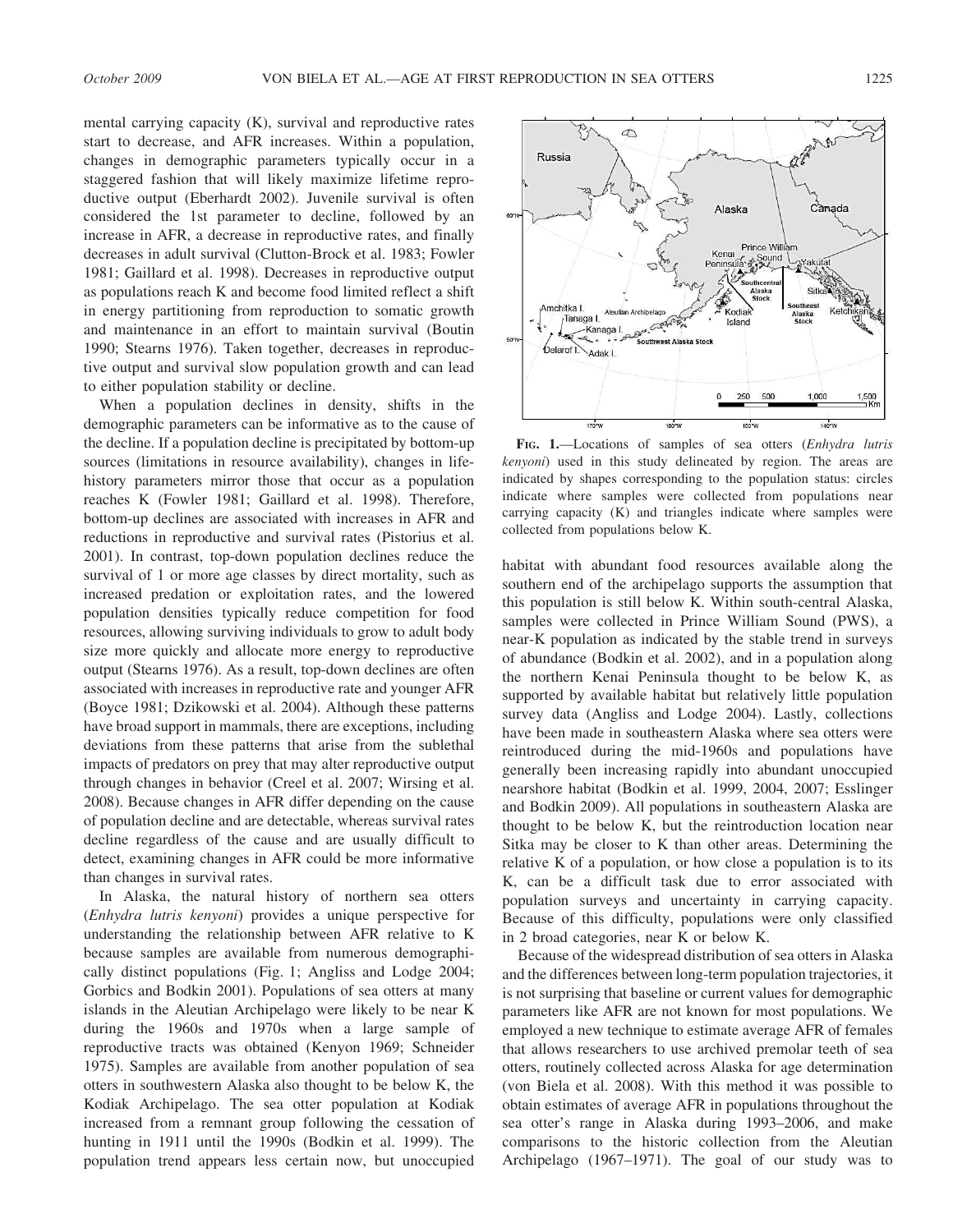mental carrying capacity (K), survival and reproductive rates start to decrease, and AFR increases. Within a population, changes in demographic parameters typically occur in a staggered fashion that will likely maximize lifetime reproductive output (Eberhardt 2002). Juvenile survival is often considered the 1st parameter to decline, followed by an increase in AFR, a decrease in reproductive rates, and finally decreases in adult survival (Clutton-Brock et al. 1983; Fowler 1981; Gaillard et al. 1998). Decreases in reproductive output as populations reach K and become food limited reflect a shift in energy partitioning from reproduction to somatic growth and maintenance in an effort to maintain survival (Boutin 1990; Stearns 1976). Taken together, decreases in reproductive output and survival slow population growth and can lead to either population stability or decline.

When a population declines in density, shifts in the demographic parameters can be informative as to the cause of the decline. If a population decline is precipitated by bottom-up sources (limitations in resource availability), changes in life-history parameters mirror those that occur as a population reaches K (Fowler 1981; Gaillard et al. 1998). Therefore, bottom-up declines are associated with increases in AFR and reductions in reproductive and survival rates (Pistorius et al. 2001). In contrast, top-down population declines reduce the survival of 1 or more age classes by direct mortality, such as increased predation or exploitation rates, and the lowered population densities typically reduce competition for food resources, allowing surviving individuals to grow to adult body size more quickly and allocate more energy to reproductive output (Stearns 1976). As a result, top-down declines are often associated with increases in reproductive rate and younger AFR (Boyce 1981; Dzikowski et al. 2004). Although these patterns have broad support in mammals, there are exceptions, including deviations from these patterns that arise from the sublethal impacts of predators on prey that may alter reproductive output through changes in behavior (Creel et al. 2007; Wirsing et al. 2008). Because changes in AFR differ depending on the cause of population decline and are detectable, whereas survival rates decline regardless of the cause and are usually difficult to detect, examining changes in AFR could be more informative than changes in survival rates.

In Alaska, the natural history of northern sea otters (*Enhydra lutris kenyoni*) provides a unique perspective for understanding the relationship between AFR relative to K because samples are available from numerous demographically distinct populations (Fig. 1; Angliss and Lodge 2004; Gorbics and Bodkin 2001). Populations of sea otters at many islands in the Aleutian Archipelago were likely to be near K during the 1960s and 1970s when a large sample of reproductive tracts was obtained (Kenyon 1969; Schneider 1975). Samples are available from another population of sea otters in southwestern Alaska also thought to be below K, the Kodiak Archipelago. The sea otter population at Kodiak increased from a remnant group following the cessation of hunting in 1911 until the 1990s (Bodkin et al. 1999). The population trend appears less certain now, but unoccupied habitat with abundant food resources available along the southern end of the archipelago supports the assumption that this population is still below K. Within south-central Alaska, samples were collected in Prince William Sound (PWS), a near-K population as indicated by the stable trend in surveys of abundance (Bodkin et al. 2002), and in a population along the northern Kenai Peninsula thought to be below K, as supported by available habitat but relatively little population survey data (Angliss and Lodge 2004). Lastly, collections have been made in southeastern Alaska where sea otters were reintroduced during the mid-1960s and populations have generally been increasing rapidly into abundant unoccupied nearshore habitat (Bodkin et al. 1999, 2004, 2007; Esslinger and Bodkin 2009). All populations in southeastern Alaska are thought to be below K, but the reintroduction location near Sitka may be closer to K than other areas. Determining the relative K of a population, or how close a population is to its K, can be a difficult task due to error associated with population surveys and uncertainty in carrying capacity. Because of this difficulty, populations were only classified in 2 broad categories, near K or below K.

Because of the widespread distribution of sea otters in Alaska and the differences between long-term population trajectories, it is not surprising that baseline or current values for demographic parameters like AFR are not known for most populations. We employed a new technique to estimate average AFR of females that allows researchers to use archived premolar teeth of sea otters, routinely collected across Alaska for age determination (von Biela et al. 2008). With this method it was possible to obtain estimates of average AFR in populations throughout the sea otter's range in Alaska during 1993–2006, and make comparisons to the historic collection from the Aleutian Archipelago (1967–1971). The goal of our study was to

FIG. 1.—Locations of samples of sea otters (*Enhydra lutris kenyoni*) used in this study delineated by region. The areas are indicated by shapes corresponding to the population status: circles indicate where samples were collected from populations near carrying capacity (K) and triangles indicate where samples were collected from populations below K.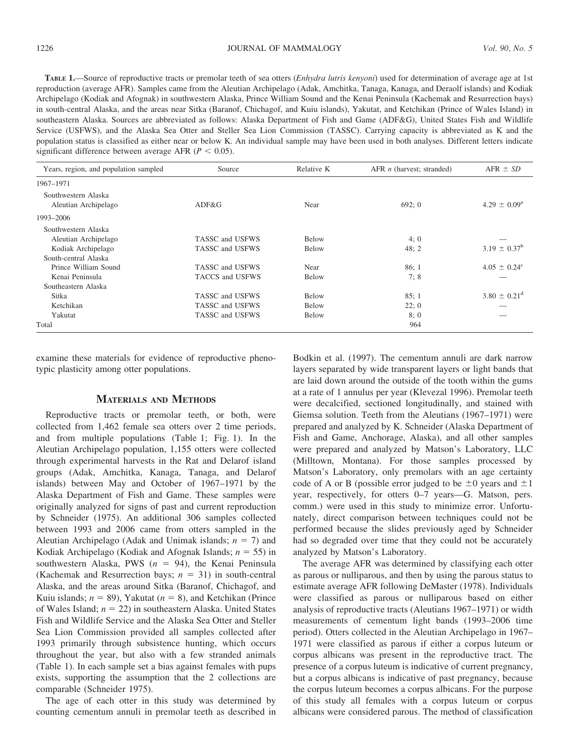**Table 1.**—Source of reproductive tracts or premolar teeth of sea otters (*Enhydra lutris kenyoni*) used for determination of average age at 1st reproduction (average AFR). Samples came from the Aleutian Archipelago (Adak, Amchitka, Tanaga, Kanaga, and Deraolf islands) and Kodiak Archipelago (Kodiak and Afognak) in southwestern Alaska, Prince William Sound and the Kenai Peninsula (Kachemak and Resurrection bays) in south-central Alaska, and the areas near Sitka (Baranof, Chichagof, and Kuiu islands), Yakutat, and Ketchikan (Prince of Wales Island) in southeastern Alaska. Sources are abbreviated as follows: Alaska Department of Fish and Game (ADF&G), United States Fish and Wildlife Service (USFWS), and the Alaska Sea Otter and Steller Sea Lion Commission (TASSC). Carrying capacity is abbreviated as K and the population status is classified as either near or below K. An individual sample may have been used in both analyses. Different letters indicate significant difference between average AFR ($P < 0.05$).

| Years, region, and population sampled | Source | Relative K | AFR *n* (harvest; stranded) | AFR ± *SD* |
|---|---|---|---|---|
| 1967–1971 | | | | |
| Southwestern Alaska | | | | |
| Aleutian Archipelago | ADF&G | Near | 692; 0 | $4.29 \pm 0.09^{a}$ |
| 1993–2006 | | | | |
| Southwestern Alaska | | | | |
| Aleutian Archipelago | TASSC and USFWS | Below | 4; 0 | — |
| Kodiak Archipelago | TASSC and USFWS | Below | 48; 2 | $3.19 \pm 0.37^{b}$ |
| South-central Alaska | | | | |
| Prince William Sound | TASSC and USFWS | Near | 86; 1 | $4.05 \pm 0.24^{c}$ |
| Kenai Peninsula | TACCS and USFWS | Below | 7; 8 | — |
| Southeastern Alaska | | | | |
| Sitka | TASSC and USFWS | Below | 85; 1 | $3.80 \pm 0.21^{d}$ |
| Ketchikan | TASSC and USFWS | Below | 22; 0 | — |
| Yakutat | TASSC and USFWS | Below | 8; 0 | — |
| Total | | | 964 | |

examine these materials for evidence of reproductive phenotypic plasticity among otter populations.

## Materials and Methods

Reproductive tracts or premolar teeth, or both, were collected from 1,462 female sea otters over 2 time periods, and from multiple populations (Table 1; Fig. 1). In the Aleutian Archipelago population, 1,155 otters were collected through experimental harvests in the Rat and Delarof island groups (Adak, Amchitka, Kanaga, Tanaga, and Delarof islands) between May and October of 1967–1971 by the Alaska Department of Fish and Game. These samples were originally analyzed for signs of past and current reproduction by Schneider (1975). An additional 306 samples collected between 1993 and 2006 came from otters sampled in the Aleutian Archipelago (Adak and Unimak islands; $n = 7$) and Kodiak Archipelago (Kodiak and Afognak Islands; $n = 55$) in southwestern Alaska, PWS ($n = 94$), the Kenai Peninsula (Kachemak and Resurrection bays; $n = 31$) in south-central Alaska, and the areas around Sitka (Baranof, Chichagof, and Kuiu islands; $n = 89$), Yakutat ($n = 8$), and Ketchikan (Prince of Wales Island; $n = 22$) in southeastern Alaska. United States Fish and Wildlife Service and the Alaska Sea Otter and Steller Sea Lion Commission provided all samples collected after 1993 primarily through subsistence hunting, which occurs throughout the year, but also with a few stranded animals (Table 1). In each sample set a bias against females with pups exists, supporting the assumption that the 2 collections are comparable (Schneider 1975).

The age of each otter in this study was determined by counting cementum annuli in premolar teeth as described in Bodkin et al. (1997). The cementum annuli are dark narrow layers separated by wide transparent layers or light bands that are laid down around the outside of the tooth within the gums at a rate of 1 annulus per year (Klevezal 1996). Premolar teeth were decalcified, sectioned longitudinally, and stained with Giemsa solution. Teeth from the Aleutians (1967–1971) were prepared and analyzed by K. Schneider (Alaska Department of Fish and Game, Anchorage, Alaska), and all other samples were prepared and analyzed by Matson's Laboratory, LLC (Milltown, Montana). For those samples processed by Matson's Laboratory, only premolars with an age certainty code of A or B (possible error judged to be ±0 years and ±1 year, respectively, for otters 0–7 years—G. Matson, pers. comm.) were used in this study to minimize error. Unfortunately, direct comparison between techniques could not be performed because the slides previously aged by Schneider had so degraded over time that they could not be accurately analyzed by Matson's Laboratory.

The average AFR was determined by classifying each otter as parous or nulliparous, and then by using the parous status to estimate average AFR following DeMaster (1978). Individuals were classified as parous or nulliparous based on either analysis of reproductive tracts (Aleutians 1967–1971) or width measurements of cementum light bands (1993–2006 time period). Otters collected in the Aleutian Archipelago in 1967–1971 were classified as parous if either a corpus luteum or corpus albicans was present in the reproductive tract. The presence of a corpus luteum is indicative of current pregnancy, but a corpus albicans is indicative of past pregnancy, because the corpus luteum becomes a corpus albicans. For the purpose of this study all females with a corpus luteum or corpus albicans were considered parous. The method of classification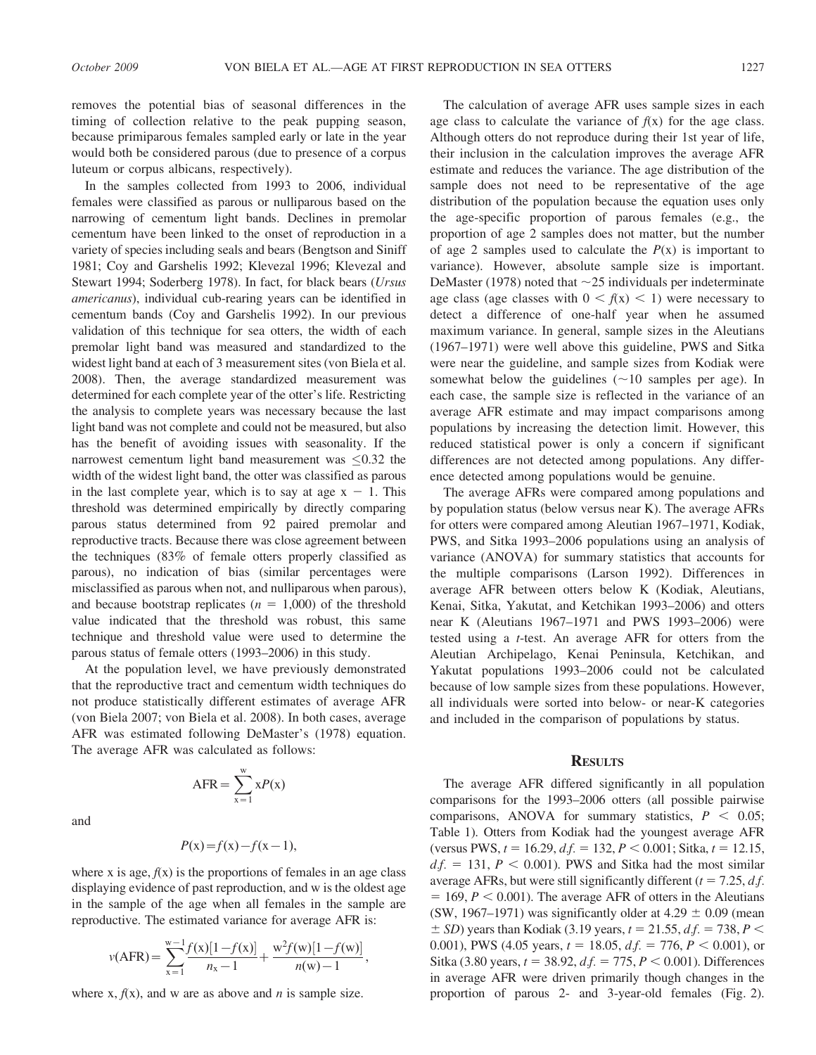removes the potential bias of seasonal differences in the timing of collection relative to the peak pupping season, because primiparous females sampled early or late in the year would both be considered parous (due to presence of a corpus luteum or corpus albicans, respectively).

In the samples collected from 1993 to 2006, individual females were classified as parous or nulliparous based on the narrowing of cementum light bands. Declines in premolar cementum have been linked to the onset of reproduction in a variety of species including seals and bears (Bengtson and Siniff 1981; Coy and Garshelis 1992; Klevezal 1996; Klevezal and Stewart 1994; Soderberg 1978). In fact, for black bears (*Ursus americanus*), individual cub-rearing years can be identified in cementum bands (Coy and Garshelis 1992). In our previous validation of this technique for sea otters, the width of each premolar light band was measured and standardized to the widest light band at each of 3 measurement sites (von Biela et al. 2008). Then, the average standardized measurement was determined for each complete year of the otter's life. Restricting the analysis to complete years was necessary because the last light band was not complete and could not be measured, but also has the benefit of avoiding issues with seasonality. If the narrowest cementum light band measurement was $\leq 0.32$ the width of the widest light band, the otter was classified as parous in the last complete year, which is to say at age $x - 1$. This threshold was determined empirically by directly comparing parous status determined from 92 paired premolar and reproductive tracts. Because there was close agreement between the techniques (83% of female otters properly classified as parous), no indication of bias (similar percentages were misclassified as parous when not, and nulliparous when parous), and because bootstrap replicates ($n = 1{,}000$) of the threshold value indicated that the threshold was robust, this same technique and threshold value were used to determine the parous status of female otters (1993–2006) in this study.

At the population level, we have previously demonstrated that the reproductive tract and cementum width techniques do not produce statistically different estimates of average AFR (von Biela 2007; von Biela et al. 2008). In both cases, average AFR was estimated following DeMaster's (1978) equation. The average AFR was calculated as follows:

$$\text{AFR} = \sum_{x=1}^{w} xP(x)$$

and

$$P(x) = f(x) - f(x-1),$$

where x is age, $f(x)$ is the proportions of females in an age class displaying evidence of past reproduction, and w is the oldest age in the sample of the age when all females in the sample are reproductive. The estimated variance for average AFR is:

$$v(\text{AFR}) = \sum_{x=1}^{w-1} \frac{f(x)[1-f(x)]}{n_x - 1} + \frac{w^2 f(w)[1-f(w)]}{n(w)-1},$$

where x, $f(x)$, and w are as above and $n$ is sample size.

The calculation of average AFR uses sample sizes in each age class to calculate the variance of $f(x)$ for the age class. Although otters do not reproduce during their 1st year of life, their inclusion in the calculation improves the average AFR estimate and reduces the variance. The age distribution of the sample does not need to be representative of the age distribution of the population because the equation uses only the age-specific proportion of parous females (e.g., the proportion of age 2 samples does not matter, but the number of age 2 samples used to calculate the $P(x)$ is important to variance). However, absolute sample size is important. DeMaster (1978) noted that ~25 individuals per indeterminate age class (age classes with $0 < f(x) < 1$) were necessary to detect a difference of one-half year when he assumed maximum variance. In general, sample sizes in the Aleutians (1967–1971) were well above this guideline, PWS and Sitka were near the guideline, and sample sizes from Kodiak were somewhat below the guidelines (~10 samples per age). In each case, the sample size is reflected in the variance of an average AFR estimate and may impact comparisons among populations by increasing the detection limit. However, this reduced statistical power is only a concern if significant differences are not detected among populations. Any difference detected among populations would be genuine.

The average AFRs were compared among populations and by population status (below versus near K). The average AFRs for otters were compared among Aleutian 1967–1971, Kodiak, PWS, and Sitka 1993–2006 populations using an analysis of variance (ANOVA) for summary statistics that accounts for the multiple comparisons (Larson 1992). Differences in average AFR between otters below K (Kodiak, Aleutians, Kenai, Sitka, Yakutat, and Ketchikan 1993–2006) and otters near K (Aleutians 1967–1971 and PWS 1993–2006) were tested using a *t*-test. An average AFR for otters from the Aleutian Archipelago, Kenai Peninsula, Ketchikan, and Yakutat populations 1993–2006 could not be calculated because of low sample sizes from these populations. However, all individuals were sorted into below- or near-K categories and included in the comparison of populations by status.

## Results

The average AFR differed significantly in all population comparisons for the 1993–2006 otters (all possible pairwise comparisons, ANOVA for summary statistics, $P < 0.05$; Table 1). Otters from Kodiak had the youngest average AFR (versus PWS, $t = 16.29$, $d.f. = 132$, $P < 0.001$; Sitka, $t = 12.15$, $d.f. = 131$, $P < 0.001$). PWS and Sitka had the most similar average AFRs, but were still significantly different ($t = 7.25$, $d.f. = 169$, $P < 0.001$). The average AFR of otters in the Aleutians (SW, 1967–1971) was significantly older at $4.29 \pm 0.09$ (mean $\pm$ *SD*) years than Kodiak (3.19 years, $t = 21.55$, $d.f. = 738$, $P < 0.001$), PWS (4.05 years, $t = 18.05$, $d.f. = 776$, $P < 0.001$), or Sitka (3.80 years, $t = 38.92$, $d.f. = 775$, $P < 0.001$). Differences in average AFR were driven primarily though changes in the proportion of parous 2- and 3-year-old females (Fig. 2).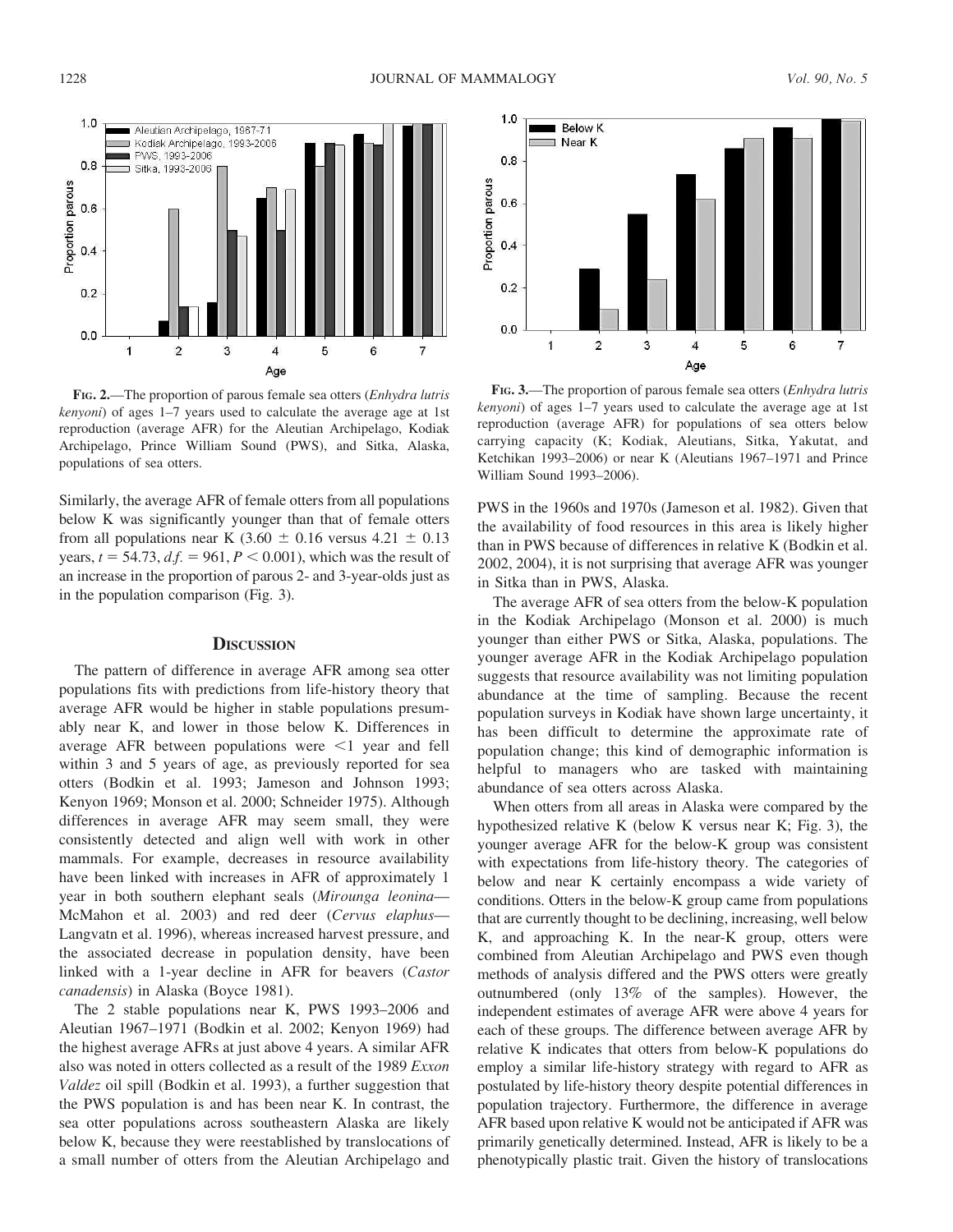FIG. 2.—The proportion of parous female sea otters (*Enhydra lutris kenyoni*) of ages 1–7 years used to calculate the average age at 1st reproduction (average AFR) for the Aleutian Archipelago, Kodiak Archipelago, Prince William Sound (PWS), and Sitka, Alaska, populations of sea otters.

FIG. 3.—The proportion of parous female sea otters (*Enhydra lutris kenyoni*) of ages 1–7 years used to calculate the average age at 1st reproduction (average AFR) for populations of sea otters below carrying capacity (K; Kodiak, Aleutians, Sitka, Yakutat, and Ketchikan 1993–2006) or near K (Aleutians 1967–1971 and Prince William Sound 1993–2006).

Similarly, the average AFR of female otters from all populations below K was significantly younger than that of female otters from all populations near K (3.60 ± 0.16 versus 4.21 ± 0.13 years, $t = 54.73$, $d.f. = 961$, $P < 0.001$), which was the result of an increase in the proportion of parous 2- and 3-year-olds just as in the population comparison (Fig. 3).

## DISCUSSION

The pattern of difference in average AFR among sea otter populations fits with predictions from life-history theory that average AFR would be higher in stable populations presumably near K, and lower in those below K. Differences in average AFR between populations were <1 year and fell within 3 and 5 years of age, as previously reported for sea otters (Bodkin et al. 1993; Jameson and Johnson 1993; Kenyon 1969; Monson et al. 2000; Schneider 1975). Although differences in average AFR may seem small, they were consistently detected and align well with work in other mammals. For example, decreases in resource availability have been linked with increases in AFR of approximately 1 year in both southern elephant seals (*Mirounga leonina*—McMahon et al. 2003) and red deer (*Cervus elaphus*—Langvatn et al. 1996), whereas increased harvest pressure, and the associated decrease in population density, have been linked with a 1-year decline in AFR for beavers (*Castor canadensis*) in Alaska (Boyce 1981).

The 2 stable populations near K, PWS 1993–2006 and Aleutian 1967–1971 (Bodkin et al. 2002; Kenyon 1969) had the highest average AFRs at just above 4 years. A similar AFR also was noted in otters collected as a result of the 1989 *Exxon Valdez* oil spill (Bodkin et al. 1993), a further suggestion that the PWS population is and has been near K. In contrast, the sea otter populations across southeastern Alaska are likely below K, because they were reestablished by translocations of a small number of otters from the Aleutian Archipelago and PWS in the 1960s and 1970s (Jameson et al. 1982). Given that the availability of food resources in this area is likely higher than in PWS because of differences in relative K (Bodkin et al. 2002, 2004), it is not surprising that average AFR was younger in Sitka than in PWS, Alaska.

The average AFR of sea otters from the below-K population in the Kodiak Archipelago (Monson et al. 2000) is much younger than either PWS or Sitka, Alaska, populations. The younger average AFR in the Kodiak Archipelago population suggests that resource availability was not limiting population abundance at the time of sampling. Because the recent population surveys in Kodiak have shown large uncertainty, it has been difficult to determine the approximate rate of population change; this kind of demographic information is helpful to managers who are tasked with maintaining abundance of sea otters across Alaska.

When otters from all areas in Alaska were compared by the hypothesized relative K (below K versus near K; Fig. 3), the younger average AFR for the below-K group was consistent with expectations from life-history theory. The categories of below and near K certainly encompass a wide variety of conditions. Otters in the below-K group came from populations that are currently thought to be declining, increasing, well below K, and approaching K. In the near-K group, otters were combined from Aleutian Archipelago and PWS even though methods of analysis differed and the PWS otters were greatly outnumbered (only 13% of the samples). However, the independent estimates of average AFR were above 4 years for each of these groups. The difference between average AFR by relative K indicates that otters from below-K populations do employ a similar life-history strategy with regard to AFR as postulated by life-history theory despite potential differences in population trajectory. Furthermore, the difference in average AFR based upon relative K would not be anticipated if AFR was primarily genetically determined. Instead, AFR is likely to be a phenotypically plastic trait. Given the history of translocations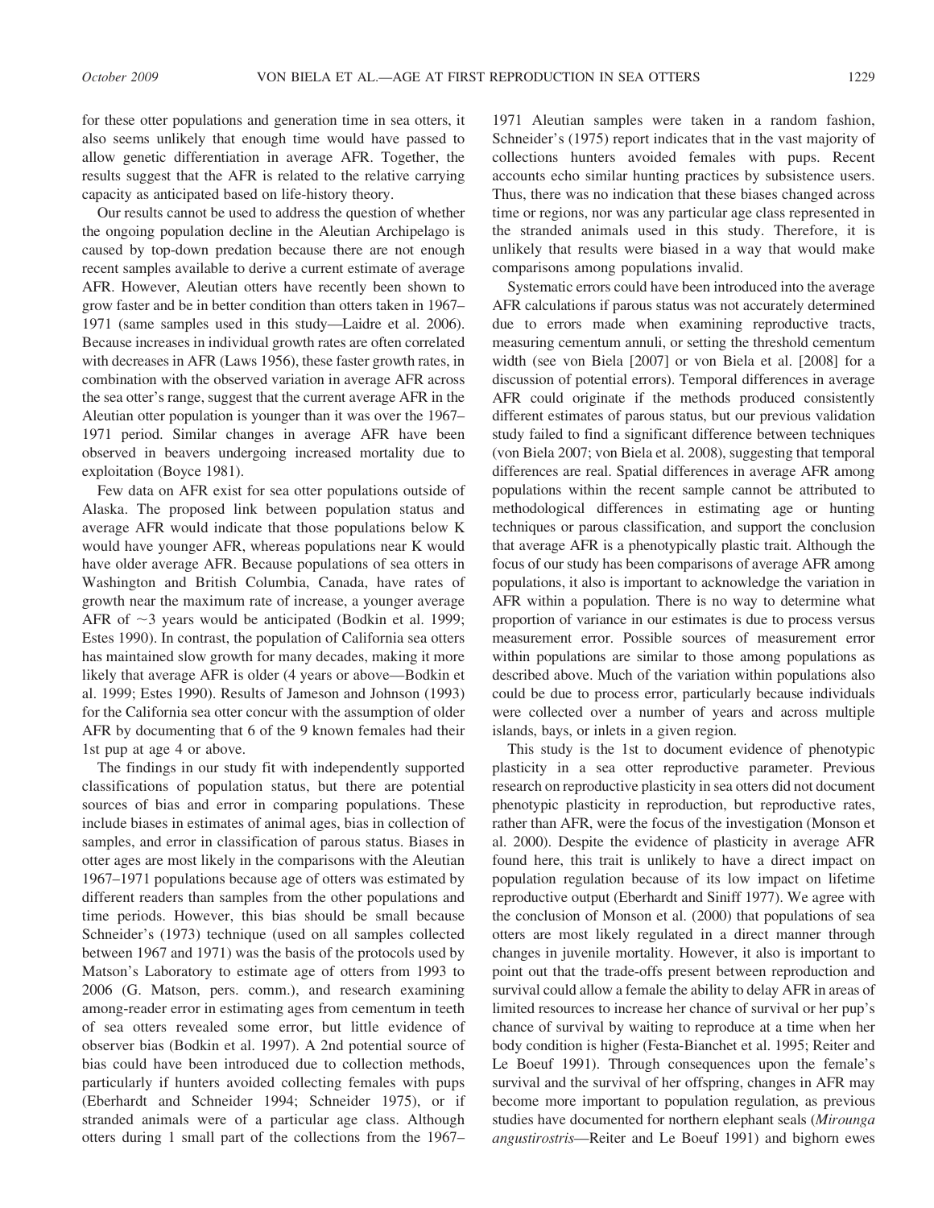for these otter populations and generation time in sea otters, it also seems unlikely that enough time would have passed to allow genetic differentiation in average AFR. Together, the results suggest that the AFR is related to the relative carrying capacity as anticipated based on life-history theory.

Our results cannot be used to address the question of whether the ongoing population decline in the Aleutian Archipelago is caused by top-down predation because there are not enough recent samples available to derive a current estimate of average AFR. However, Aleutian otters have recently been shown to grow faster and be in better condition than otters taken in 1967–1971 (same samples used in this study—Laidre et al. 2006). Because increases in individual growth rates are often correlated with decreases in AFR (Laws 1956), these faster growth rates, in combination with the observed variation in average AFR across the sea otter's range, suggest that the current average AFR in the Aleutian otter population is younger than it was over the 1967–1971 period. Similar changes in average AFR have been observed in beavers undergoing increased mortality due to exploitation (Boyce 1981).

Few data on AFR exist for sea otter populations outside of Alaska. The proposed link between population status and average AFR would indicate that those populations below K would have younger AFR, whereas populations near K would have older average AFR. Because populations of sea otters in Washington and British Columbia, Canada, have rates of growth near the maximum rate of increase, a younger average AFR of ~3 years would be anticipated (Bodkin et al. 1999; Estes 1990). In contrast, the population of California sea otters has maintained slow growth for many decades, making it more likely that average AFR is older (4 years or above—Bodkin et al. 1999; Estes 1990). Results of Jameson and Johnson (1993) for the California sea otter concur with the assumption of older AFR by documenting that 6 of the 9 known females had their 1st pup at age 4 or above.

The findings in our study fit with independently supported classifications of population status, but there are potential sources of bias and error in comparing populations. These include biases in estimates of animal ages, bias in collection of samples, and error in classification of parous status. Biases in otter ages are most likely in the comparisons with the Aleutian 1967–1971 populations because age of otters was estimated by different readers than samples from the other populations and time periods. However, this bias should be small because Schneider's (1973) technique (used on all samples collected between 1967 and 1971) was the basis of the protocols used by Matson's Laboratory to estimate age of otters from 1993 to 2006 (G. Matson, pers. comm.), and research examining among-reader error in estimating ages from cementum in teeth of sea otters revealed some error, but little evidence of observer bias (Bodkin et al. 1997). A 2nd potential source of bias could have been introduced due to collection methods, particularly if hunters avoided collecting females with pups (Eberhardt and Schneider 1994; Schneider 1975), or if stranded animals were of a particular age class. Although otters during 1 small part of the collections from the 1967–1971 Aleutian samples were taken in a random fashion, Schneider's (1975) report indicates that in the vast majority of collections hunters avoided females with pups. Recent accounts echo similar hunting practices by subsistence users. Thus, there was no indication that these biases changed across time or regions, nor was any particular age class represented in the stranded animals used in this study. Therefore, it is unlikely that results were biased in a way that would make comparisons among populations invalid.

Systematic errors could have been introduced into the average AFR calculations if parous status was not accurately determined due to errors made when examining reproductive tracts, measuring cementum annuli, or setting the threshold cementum width (see von Biela [2007] or von Biela et al. [2008] for a discussion of potential errors). Temporal differences in average AFR could originate if the methods produced consistently different estimates of parous status, but our previous validation study failed to find a significant difference between techniques (von Biela 2007; von Biela et al. 2008), suggesting that temporal differences are real. Spatial differences in average AFR among populations within the recent sample cannot be attributed to methodological differences in estimating age or hunting techniques or parous classification, and support the conclusion that average AFR is a phenotypically plastic trait. Although the focus of our study has been comparisons of average AFR among populations, it also is important to acknowledge the variation in AFR within a population. There is no way to determine what proportion of variance in our estimates is due to process versus measurement error. Possible sources of measurement error within populations are similar to those among populations as described above. Much of the variation within populations also could be due to process error, particularly because individuals were collected over a number of years and across multiple islands, bays, or inlets in a given region.

This study is the 1st to document evidence of phenotypic plasticity in a sea otter reproductive parameter. Previous research on reproductive plasticity in sea otters did not document phenotypic plasticity in reproduction, but reproductive rates, rather than AFR, were the focus of the investigation (Monson et al. 2000). Despite the evidence of plasticity in average AFR found here, this trait is unlikely to have a direct impact on population regulation because of its low impact on lifetime reproductive output (Eberhardt and Siniff 1977). We agree with the conclusion of Monson et al. (2000) that populations of sea otters are most likely regulated in a direct manner through changes in juvenile mortality. However, it also is important to point out that the trade-offs present between reproduction and survival could allow a female the ability to delay AFR in areas of limited resources to increase her chance of survival or her pup's chance of survival by waiting to reproduce at a time when her body condition is higher (Festa-Bianchet et al. 1995; Reiter and Le Boeuf 1991). Through consequences upon the female's survival and the survival of her offspring, changes in AFR may become more important to population regulation, as previous studies have documented for northern elephant seals (*Mirounga angustirostris*—Reiter and Le Boeuf 1991) and bighorn ewes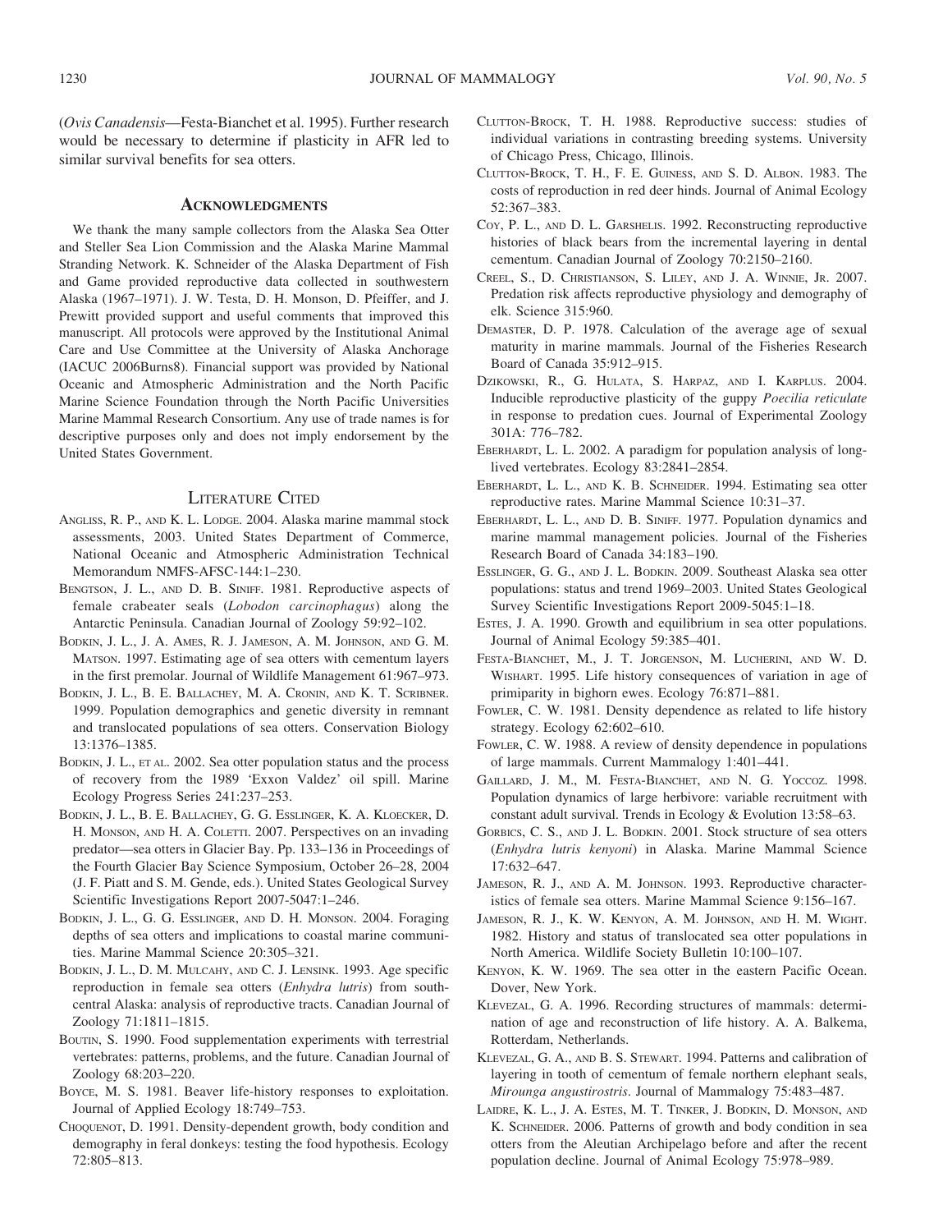(*Ovis Canadensis*—Festa-Bianchet et al. 1995). Further research would be necessary to determine if plasticity in AFR led to similar survival benefits for sea otters.

## Acknowledgments

We thank the many sample collectors from the Alaska Sea Otter and Steller Sea Lion Commission and the Alaska Marine Mammal Stranding Network. K. Schneider of the Alaska Department of Fish and Game provided reproductive data collected in southwestern Alaska (1967–1971). J. W. Testa, D. H. Monson, D. Pfeiffer, and J. Prewitt provided support and useful comments that improved this manuscript. All protocols were approved by the Institutional Animal Care and Use Committee at the University of Alaska Anchorage (IACUC 2006Burns8). Financial support was provided by National Oceanic and Atmospheric Administration and the North Pacific Marine Science Foundation through the North Pacific Universities Marine Mammal Research Consortium. Any use of trade names is for descriptive purposes only and does not imply endorsement by the United States Government.

## Literature Cited

Angliss, R. P., and K. L. Lodge. 2004. Alaska marine mammal stock assessments, 2003. United States Department of Commerce, National Oceanic and Atmospheric Administration Technical Memorandum NMFS-AFSC-144:1–230.

Bengtson, J. L., and D. B. Siniff. 1981. Reproductive aspects of female crabeater seals (*Lobodon carcinophagus*) along the Antarctic Peninsula. Canadian Journal of Zoology 59:92–102.

Bodkin, J. L., J. A. Ames, R. J. Jameson, A. M. Johnson, and G. M. Matson. 1997. Estimating age of sea otters with cementum layers in the first premolar. Journal of Wildlife Management 61:967–973.

Bodkin, J. L., B. E. Ballachey, M. A. Cronin, and K. T. Scribner. 1999. Population demographics and genetic diversity in remnant and translocated populations of sea otters. Conservation Biology 13:1376–1385.

Bodkin, J. L., et al. 2002. Sea otter population status and the process of recovery from the 1989 'Exxon Valdez' oil spill. Marine Ecology Progress Series 241:237–253.

Bodkin, J. L., B. E. Ballachey, G. G. Esslinger, K. A. Kloecker, D. H. Monson, and H. A. Coletti. 2007. Perspectives on an invading predator—sea otters in Glacier Bay. Pp. 133–136 in Proceedings of the Fourth Glacier Bay Science Symposium, October 26–28, 2004 (J. F. Piatt and S. M. Gende, eds.). United States Geological Survey Scientific Investigations Report 2007-5047:1–246.

Bodkin, J. L., G. G. Esslinger, and D. H. Monson. 2004. Foraging depths of sea otters and implications to coastal marine communities. Marine Mammal Science 20:305–321.

Bodkin, J. L., D. M. Mulcahy, and C. J. Lensink. 1993. Age specific reproduction in female sea otters (*Enhydra lutris*) from south-central Alaska: analysis of reproductive tracts. Canadian Journal of Zoology 71:1811–1815.

Boutin, S. 1990. Food supplementation experiments with terrestrial vertebrates: patterns, problems, and the future. Canadian Journal of Zoology 68:203–220.

Boyce, M. S. 1981. Beaver life-history responses to exploitation. Journal of Applied Ecology 18:749–753.

Choquenot, D. 1991. Density-dependent growth, body condition and demography in feral donkeys: testing the food hypothesis. Ecology 72:805–813.

Clutton-Brock, T. H. 1988. Reproductive success: studies of individual variations in contrasting breeding systems. University of Chicago Press, Chicago, Illinois.

Clutton-Brock, T. H., F. E. Guiness, and S. D. Albon. 1983. The costs of reproduction in red deer hinds. Journal of Animal Ecology 52:367–383.

Coy, P. L., and D. L. Garshelis. 1992. Reconstructing reproductive histories of black bears from the incremental layering in dental cementum. Canadian Journal of Zoology 70:2150–2160.

Creel, S., D. Christianson, S. Liley, and J. A. Winnie, Jr. 2007. Predation risk affects reproductive physiology and demography of elk. Science 315:960.

DeMaster, D. P. 1978. Calculation of the average age of sexual maturity in marine mammals. Journal of the Fisheries Research Board of Canada 35:912–915.

Dzikowski, R., G. Hulata, S. Harpaz, and I. Karplus. 2004. Inducible reproductive plasticity of the guppy *Poecilia reticulate* in response to predation cues. Journal of Experimental Zoology 301A: 776–782.

Eberhardt, L. L. 2002. A paradigm for population analysis of long-lived vertebrates. Ecology 83:2841–2854.

Eberhardt, L. L., and K. B. Schneider. 1994. Estimating sea otter reproductive rates. Marine Mammal Science 10:31–37.

Eberhardt, L. L., and D. B. Siniff. 1977. Population dynamics and marine mammal management policies. Journal of the Fisheries Research Board of Canada 34:183–190.

Esslinger, G. G., and J. L. Bodkin. 2009. Southeast Alaska sea otter populations: status and trend 1969–2003. United States Geological Survey Scientific Investigations Report 2009-5045:1–18.

Estes, J. A. 1990. Growth and equilibrium in sea otter populations. Journal of Animal Ecology 59:385–401.

Festa-Bianchet, M., J. T. Jorgenson, M. Lucherini, and W. D. Wishart. 1995. Life history consequences of variation in age of primiparity in bighorn ewes. Ecology 76:871–881.

Fowler, C. W. 1981. Density dependence as related to life history strategy. Ecology 62:602–610.

Fowler, C. W. 1988. A review of density dependence in populations of large mammals. Current Mammalogy 1:401–441.

Gaillard, J. M., M. Festa-Bianchet, and N. G. Yoccoz. 1998. Population dynamics of large herbivore: variable recruitment with constant adult survival. Trends in Ecology & Evolution 13:58–63.

Gorbics, C. S., and J. L. Bodkin. 2001. Stock structure of sea otters (*Enhydra lutris kenyoni*) in Alaska. Marine Mammal Science 17:632–647.

Jameson, R. J., and A. M. Johnson. 1993. Reproductive characteristics of female sea otters. Marine Mammal Science 9:156–167.

Jameson, R. J., K. W. Kenyon, A. M. Johnson, and H. M. Wight. 1982. History and status of translocated sea otter populations in North America. Wildlife Society Bulletin 10:100–107.

Kenyon, K. W. 1969. The sea otter in the eastern Pacific Ocean. Dover, New York.

Klevezal, G. A. 1996. Recording structures of mammals: determination of age and reconstruction of life history. A. A. Balkema, Rotterdam, Netherlands.

Klevezal, G. A., and B. S. Stewart. 1994. Patterns and calibration of layering in tooth of cementum of female northern elephant seals, *Mirounga angustirostris*. Journal of Mammalogy 75:483–487.

Laidre, K. L., J. A. Estes, M. T. Tinker, J. Bodkin, D. Monson, and K. Schneider. 2006. Patterns of growth and body condition in sea otters from the Aleutian Archipelago before and after the recent population decline. Journal of Animal Ecology 75:978–989.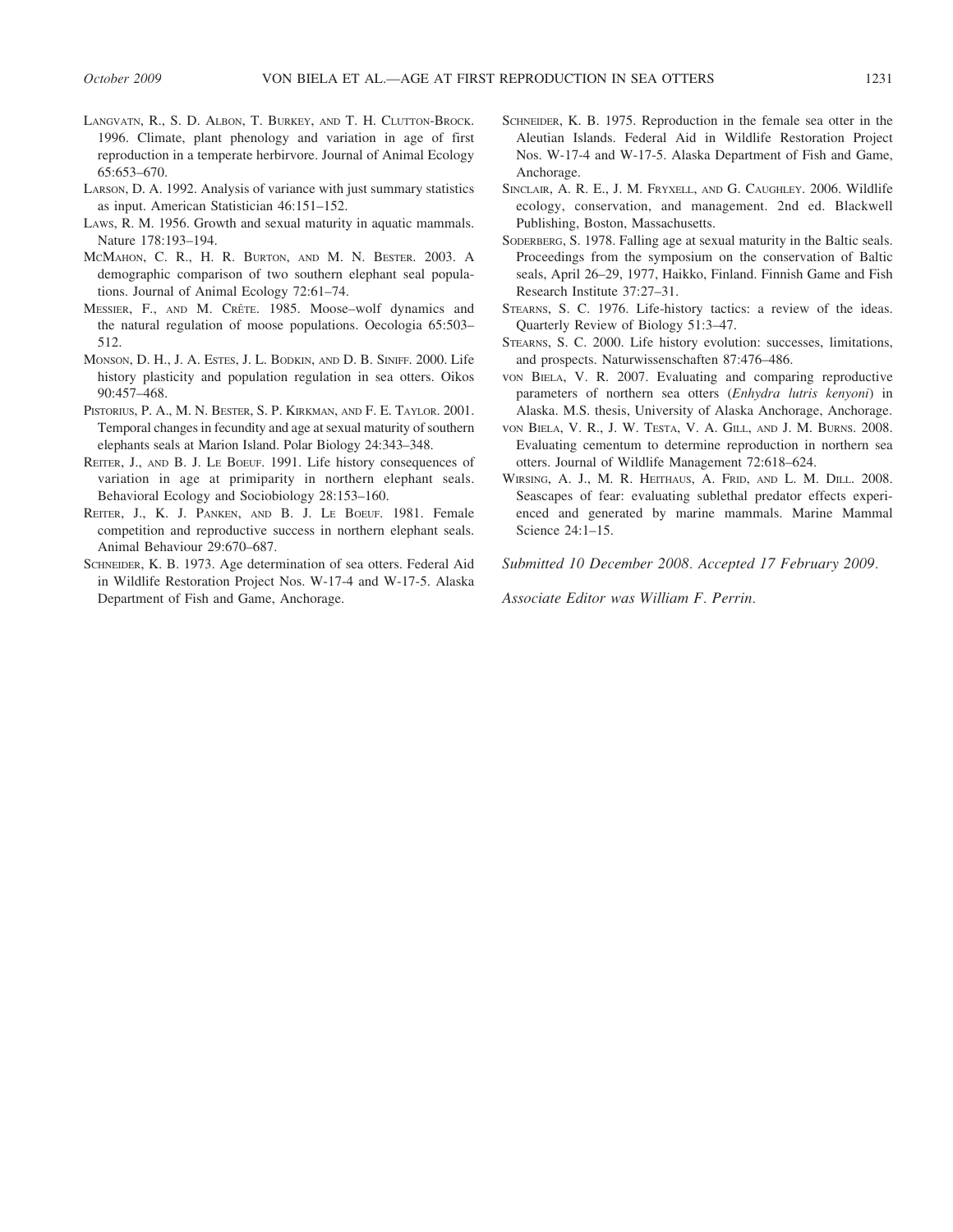Langvatn, R., S. D. Albon, T. Burkey, and T. H. Clutton-Brock. 1996. Climate, plant phenology and variation in age of first reproduction in a temperate herbivore. Journal of Animal Ecology 65:653–670.

Larson, D. A. 1992. Analysis of variance with just summary statistics as input. American Statistician 46:151–152.

Laws, R. M. 1956. Growth and sexual maturity in aquatic mammals. Nature 178:193–194.

McMahon, C. R., H. R. Burton, and M. N. Bester. 2003. A demographic comparison of two southern elephant seal populations. Journal of Animal Ecology 72:61–74.

Messier, F., and M. Crête. 1985. Moose–wolf dynamics and the natural regulation of moose populations. Oecologia 65:503–512.

Monson, D. H., J. A. Estes, J. L. Bodkin, and D. B. Siniff. 2000. Life history plasticity and population regulation in sea otters. Oikos 90:457–468.

Pistorius, P. A., M. N. Bester, S. P. Kirkman, and F. E. Taylor. 2001. Temporal changes in fecundity and age at sexual maturity of southern elephants seals at Marion Island. Polar Biology 24:343–348.

Reiter, J., and B. J. Le Boeuf. 1991. Life history consequences of variation in age at primiparity in northern elephant seals. Behavioral Ecology and Sociobiology 28:153–160.

Reiter, J., K. J. Panken, and B. J. Le Boeuf. 1981. Female competition and reproductive success in northern elephant seals. Animal Behaviour 29:670–687.

Schneider, K. B. 1973. Age determination of sea otters. Federal Aid in Wildlife Restoration Project Nos. W-17-4 and W-17-5. Alaska Department of Fish and Game, Anchorage.

Schneider, K. B. 1975. Reproduction in the female sea otter in the Aleutian Islands. Federal Aid in Wildlife Restoration Project Nos. W-17-4 and W-17-5. Alaska Department of Fish and Game, Anchorage.

Sinclair, A. R. E., J. M. Fryxell, and G. Caughley. 2006. Wildlife ecology, conservation, and management. 2nd ed. Blackwell Publishing, Boston, Massachusetts.

Soderberg, S. 1978. Falling age at sexual maturity in the Baltic seals. Proceedings from the symposium on the conservation of Baltic seals, April 26–29, 1977, Haikko, Finland. Finnish Game and Fish Research Institute 37:27–31.

Stearns, S. C. 1976. Life-history tactics: a review of the ideas. Quarterly Review of Biology 51:3–47.

Stearns, S. C. 2000. Life history evolution: successes, limitations, and prospects. Naturwissenschaften 87:476–486.

von Biela, V. R. 2007. Evaluating and comparing reproductive parameters of northern sea otters (*Enhydra lutris kenyoni*) in Alaska. M.S. thesis, University of Alaska Anchorage, Anchorage.

von Biela, V. R., J. W. Testa, V. A. Gill, and J. M. Burns. 2008. Evaluating cementum to determine reproduction in northern sea otters. Journal of Wildlife Management 72:618–624.

Wirsing, A. J., M. R. Heithaus, A. Frid, and L. M. Dill. 2008. Seascapes of fear: evaluating sublethal predator effects experienced and generated by marine mammals. Marine Mammal Science 24:1–15.

*Submitted 10 December 2008. Accepted 17 February 2009.*

*Associate Editor was William F. Perrin.*